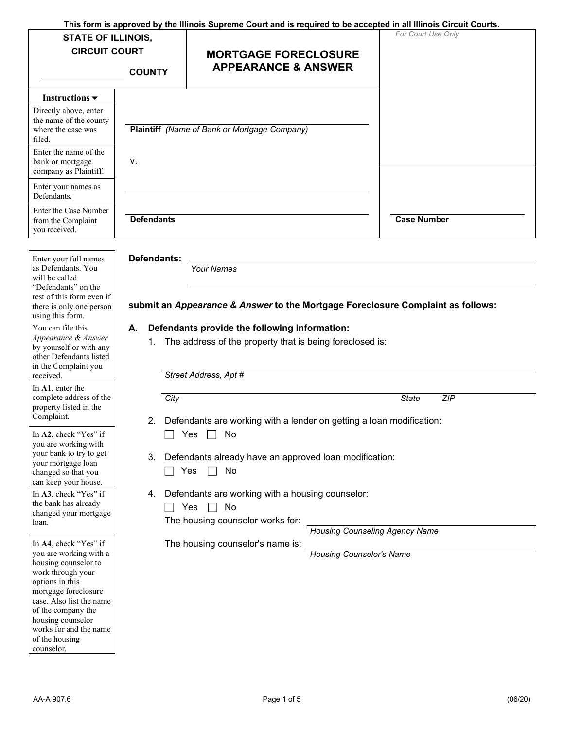This form is approved by the Illinois Supreme Court and is required to be accepted in all Illinois Circuit Courts.

**STATE OF ILLINOIS,**
**CIRCUIT COURT**

______________ **COUNTY**

# MORTGAGE FORECLOSURE APPEARANCE & ANSWER

*For Court Use Only*

| Instructions ▼ | |
|---|---|
| Directly above, enter the name of the county where the case was filed. | |
| Enter the name of the bank or mortgage company as Plaintiff. | ______________________ **Plaintiff** *(Name of Bank or Mortgage Company)* |
| | v. |
| Enter your names as Defendants. | ______________________ |
| Enter the Case Number from the Complaint you received. | ______________________ **Defendants** |

______________________ **Case Number**

| Instructions | |
|---|---|
| Enter your full names as Defendants. You will be called "Defendants" on the rest of this form even if there is only one person using this form. You can file this *Appearance & Answer* by yourself or with any other Defendants listed in the Complaint you received. | **Defendants:** ______________________ *Your Names* ______________________ |

**submit an *Appearance & Answer* to the Mortgage Foreclosure Complaint as follows:**

**A. Defendants provide the following information:**

1. The address of the property that is being foreclosed is:

   ______________________
   *Street Address, Apt #*

   ______________________
   *City* *State* *ZIP*

   *(In **A1**, enter the complete address of the property listed in the Complaint.)*

2. Defendants are working with a lender on getting a loan modification:
   ☐ Yes ☐ No

   *(In **A2**, check "Yes" if you are working with your bank to try to get your mortgage loan changed so that you can keep your house.)*

3. Defendants already have an approved loan modification:
   ☐ Yes ☐ No

   *(In **A3**, check "Yes" if the bank has already changed your mortgage loan.)*

4. Defendants are working with a housing counselor:
   ☐ Yes ☐ No

   The housing counselor works for: ______________________
   *Housing Counseling Agency Name*

   The housing counselor's name is: ______________________
   *Housing Counselor's Name*

   *(In **A4**, check "Yes" if you are working with a housing counselor to work through your options in this mortgage foreclosure case. Also list the name of the company the housing counselor works for and the name of the housing counselor.)*

AA-A 907.6 (06/20)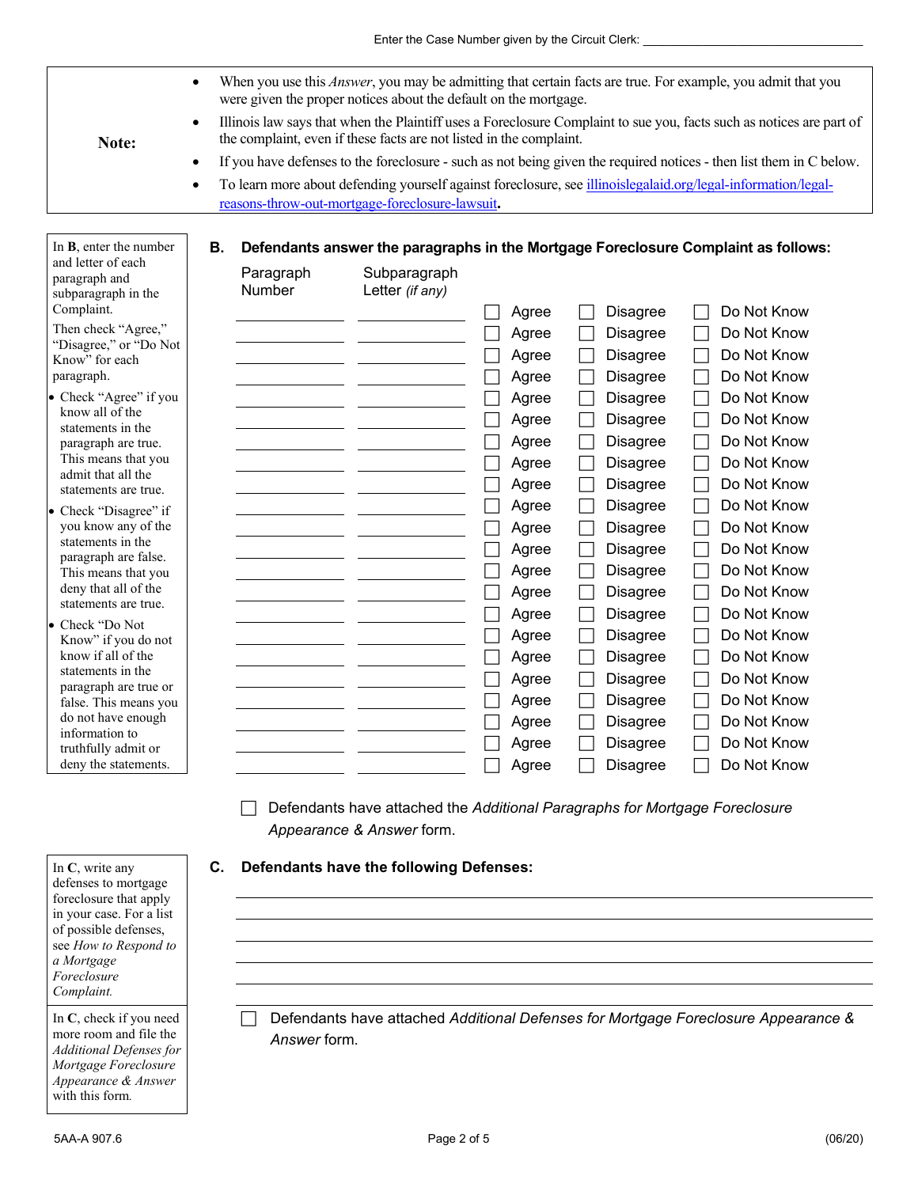Enter the Case Number given by the Circuit Clerk: ________________________________

**Note:**

- When you use this *Answer*, you may be admitting that certain facts are true. For example, you admit that you were given the proper notices about the default on the mortgage.
- Illinois law says that when the Plaintiff uses a Foreclosure Complaint to sue you, facts such as notices are part of the complaint, even if these facts are not listed in the complaint.
- If you have defenses to the foreclosure - such as not being given the required notices - then list them in C below.
- To learn more about defending yourself against foreclosure, see [illinoislegalaid.org/legal-information/legal-reasons-throw-out-mortgage-foreclosure-lawsuit](illinoislegalaid.org/legal-information/legal-reasons-throw-out-mortgage-foreclosure-lawsuit).

In **B**, enter the number and letter of each paragraph and subparagraph in the Complaint.

Then check "Agree," "Disagree," or "Do Not Know" for each paragraph.

- Check "Agree" if you know all of the statements in the paragraph are true. This means that you admit that all the statements are true.
- Check "Disagree" if you know any of the statements in the paragraph are false. This means that you deny that all of the statements are true.
- Check "Do Not Know" if you do not know if all of the statements in the paragraph are true or false. This means you do not have enough information to truthfully admit or deny the statements.

## B. Defendants answer the paragraphs in the Mortgage Foreclosure Complaint as follows:

| Paragraph Number | Subparagraph Letter *(if any)* | | | |
|---|---|---|---|---|
| ________ | ________ | ☐ Agree | ☐ Disagree | ☐ Do Not Know |
| ________ | ________ | ☐ Agree | ☐ Disagree | ☐ Do Not Know |
| ________ | ________ | ☐ Agree | ☐ Disagree | ☐ Do Not Know |
| ________ | ________ | ☐ Agree | ☐ Disagree | ☐ Do Not Know |
| ________ | ________ | ☐ Agree | ☐ Disagree | ☐ Do Not Know |
| ________ | ________ | ☐ Agree | ☐ Disagree | ☐ Do Not Know |
| ________ | ________ | ☐ Agree | ☐ Disagree | ☐ Do Not Know |
| ________ | ________ | ☐ Agree | ☐ Disagree | ☐ Do Not Know |
| ________ | ________ | ☐ Agree | ☐ Disagree | ☐ Do Not Know |
| ________ | ________ | ☐ Agree | ☐ Disagree | ☐ Do Not Know |
| ________ | ________ | ☐ Agree | ☐ Disagree | ☐ Do Not Know |
| ________ | ________ | ☐ Agree | ☐ Disagree | ☐ Do Not Know |
| ________ | ________ | ☐ Agree | ☐ Disagree | ☐ Do Not Know |
| ________ | ________ | ☐ Agree | ☐ Disagree | ☐ Do Not Know |
| ________ | ________ | ☐ Agree | ☐ Disagree | ☐ Do Not Know |
| ________ | ________ | ☐ Agree | ☐ Disagree | ☐ Do Not Know |
| ________ | ________ | ☐ Agree | ☐ Disagree | ☐ Do Not Know |
| ________ | ________ | ☐ Agree | ☐ Disagree | ☐ Do Not Know |
| ________ | ________ | ☐ Agree | ☐ Disagree | ☐ Do Not Know |
| ________ | ________ | ☐ Agree | ☐ Disagree | ☐ Do Not Know |
| ________ | ________ | ☐ Agree | ☐ Disagree | ☐ Do Not Know |
| ________ | ________ | ☐ Agree | ☐ Disagree | ☐ Do Not Know |

☐ Defendants have attached the *Additional Paragraphs for Mortgage Foreclosure Appearance & Answer* form.

In **C**, write any defenses to mortgage foreclosure that apply in your case. For a list of possible defenses, see *How to Respond to a Mortgage Foreclosure Complaint.*

## C. Defendants have the following Defenses:

______________________________________________________________________

______________________________________________________________________

______________________________________________________________________

______________________________________________________________________

______________________________________________________________________

In **C**, check if you need more room and file the *Additional Defenses for Mortgage Foreclosure Appearance & Answer* with this form.

☐ Defendants have attached *Additional Defenses for Mortgage Foreclosure Appearance & Answer* form.

5AA-A 907.6 (06/20)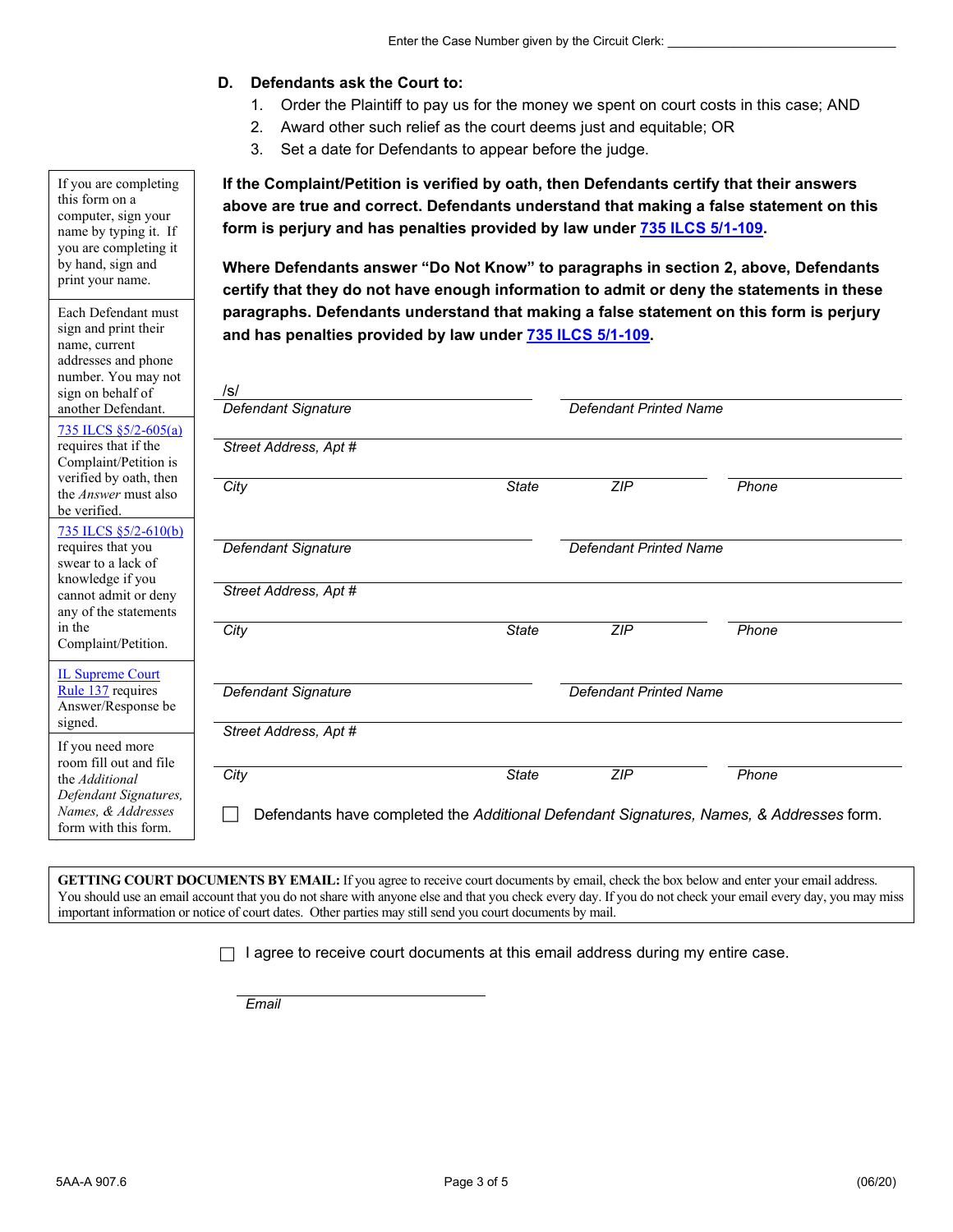Enter the Case Number given by the Circuit Clerk: _______________________________

**D. Defendants ask the Court to:**

1. Order the Plaintiff to pay us for the money we spent on court costs in this case; AND
2. Award other such relief as the court deems just and equitable; OR
3. Set a date for Defendants to appear before the judge.

If you are completing this form on a computer, sign your name by typing it. If you are completing it by hand, sign and print your name.

Each Defendant must sign and print their name, current addresses and phone number. You may not sign on behalf of another Defendant.

735 ILCS §5/2-605(a) requires that if the Complaint/Petition is verified by oath, then the *Answer* must also be verified.

735 ILCS §5/2-610(b) requires that you swear to a lack of knowledge if you cannot admit or deny any of the statements in the Complaint/Petition.

IL Supreme Court Rule 137 requires Answer/Response be signed.

If you need more room fill out and file the *Additional Defendant Signatures, Names, & Addresses* form with this form.

**If the Complaint/Petition is verified by oath, then Defendants certify that their answers above are true and correct. Defendants understand that making a false statement on this form is perjury and has penalties provided by law under 735 ILCS 5/1-109.**

**Where Defendants answer "Do Not Know" to paragraphs in section 2, above, Defendants certify that they do not have enough information to admit or deny the statements in these paragraphs. Defendants understand that making a false statement on this form is perjury and has penalties provided by law under 735 ILCS 5/1-109.**

/s/ ______________________________ ______________________________
*Defendant Signature* *Defendant Printed Name*

______________________________
*Street Address, Apt #*

______________________________
*City* *State* *ZIP* *Phone*

______________________________ ______________________________
*Defendant Signature* *Defendant Printed Name*

______________________________
*Street Address, Apt #*

______________________________
*City* *State* *ZIP* *Phone*

______________________________ ______________________________
*Defendant Signature* *Defendant Printed Name*

______________________________
*Street Address, Apt #*

______________________________
*City* *State* *ZIP* *Phone*

☐ Defendants have completed the *Additional Defendant Signatures, Names, & Addresses* form.

**GETTING COURT DOCUMENTS BY EMAIL:** If you agree to receive court documents by email, check the box below and enter your email address. You should use an email account that you do not share with anyone else and that you check every day. If you do not check your email every day, you may miss important information or notice of court dates. Other parties may still send you court documents by mail.

☐ I agree to receive court documents at this email address during my entire case.

______________________________
*Email*

5AA-A 907.6 (06/20)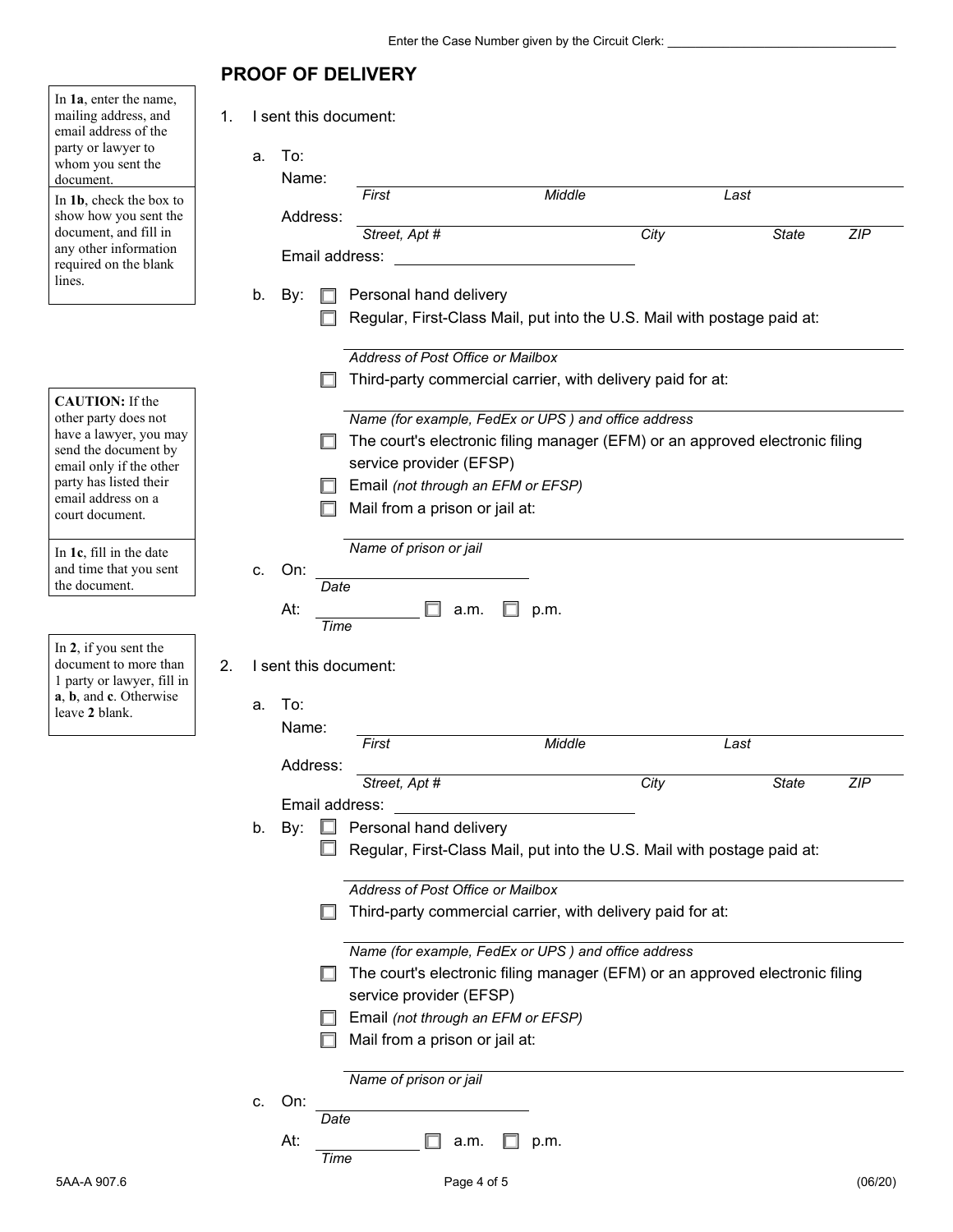Enter the Case Number given by the Circuit Clerk: ________________________________

## PROOF OF DELIVERY

> In **1a**, enter the name, mailing address, and email address of the party or lawyer to whom you sent the document.
>
> In **1b**, check the box to show how you sent the document, and fill in any other information required on the blank lines.

1. I sent this document:

   a. To:

   Name: ____________________________________________
   *First* *Middle* *Last*

   Address: ____________________________________________
   *Street, Apt #* *City* *State* *ZIP*

   Email address: ______________________________

   b. By:
   - ☐ Personal hand delivery
   - ☐ Regular, First-Class Mail, put into the U.S. Mail with postage paid at:
     ____________________________________________
     *Address of Post Office or Mailbox*
   - ☐ Third-party commercial carrier, with delivery paid for at:
     ____________________________________________
     *Name (for example, FedEx or UPS ) and office address*
   - ☐ The court's electronic filing manager (EFM) or an approved electronic filing service provider (EFSP)
   - ☐ Email *(not through an EFM or EFSP)*
   - ☐ Mail from a prison or jail at:
     ____________________________________________
     *Name of prison or jail*

> **CAUTION:** If the other party does not have a lawyer, you may send the document by email only if the other party has listed their email address on a court document.

> In **1c**, fill in the date and time that you sent the document.

   c. On: ______________________
   *Date*

   At: ______________ ☐ a.m. ☐ p.m.
   *Time*

> In **2**, if you sent the document to more than 1 party or lawyer, fill in **a**, **b**, and **c**. Otherwise leave **2** blank.

2. I sent this document:

   a. To:

   Name: ____________________________________________
   *First* *Middle* *Last*

   Address: ____________________________________________
   *Street, Apt #* *City* *State* *ZIP*

   Email address: ______________________________

   b. By:
   - ☐ Personal hand delivery
   - ☐ Regular, First-Class Mail, put into the U.S. Mail with postage paid at:
     ____________________________________________
     *Address of Post Office or Mailbox*
   - ☐ Third-party commercial carrier, with delivery paid for at:
     ____________________________________________
     *Name (for example, FedEx or UPS ) and office address*
   - ☐ The court's electronic filing manager (EFM) or an approved electronic filing service provider (EFSP)
   - ☐ Email *(not through an EFM or EFSP)*
   - ☐ Mail from a prison or jail at:
     ____________________________________________
     *Name of prison or jail*

   c. On: ______________________
   *Date*

   At: ______________ ☐ a.m. ☐ p.m.
   *Time*

5AA-A 907.6 (06/20)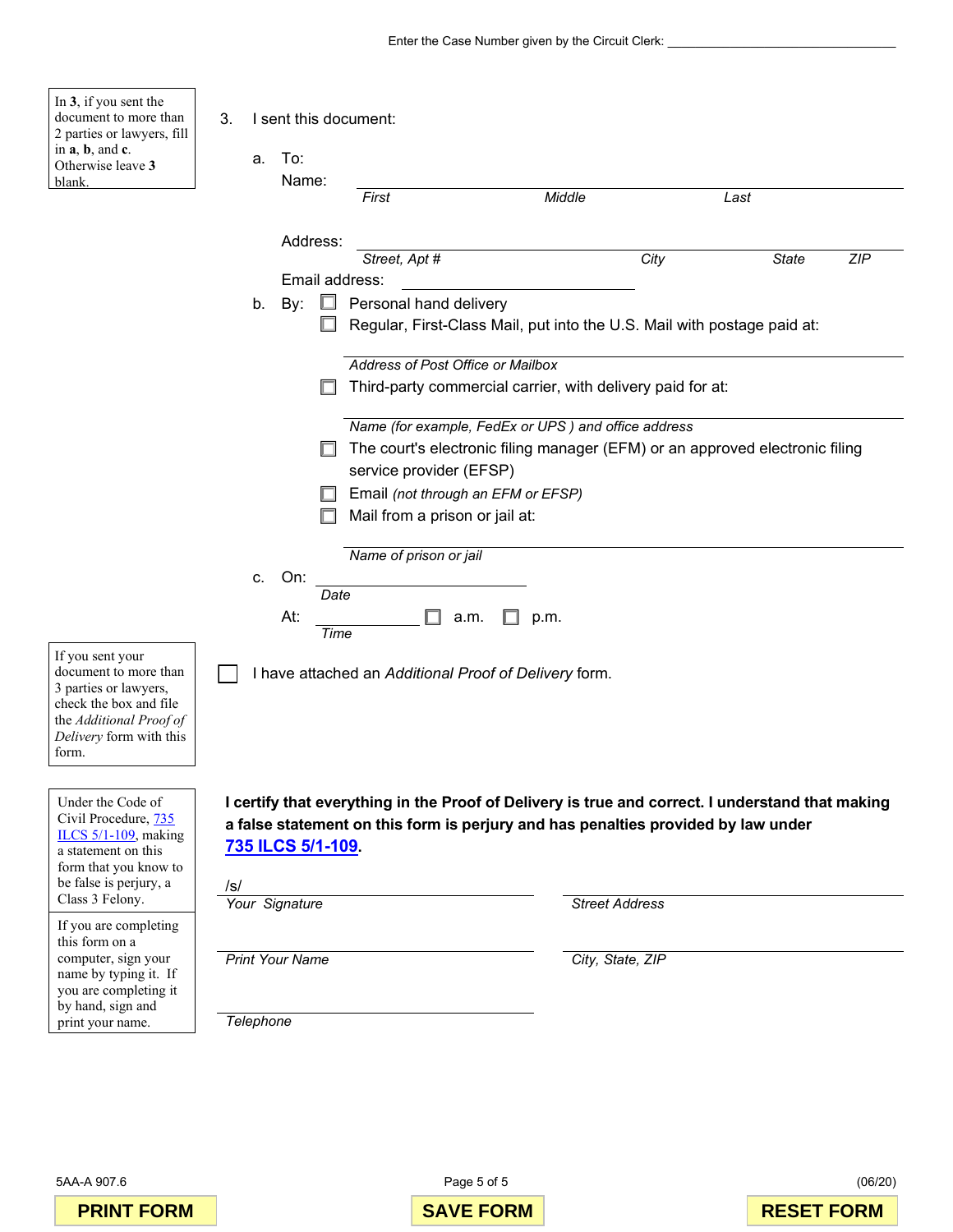Enter the Case Number given by the Circuit Clerk: _______________________________

In **3**, if you sent the document to more than 2 parties or lawyers, fill in **a**, **b**, and **c**. Otherwise leave **3** blank.

3. I sent this document:

   a. To:

      Name: ______________________________________________
      *First* *Middle* *Last*

      Address: ______________________________________________
      *Street, Apt #* *City* *State* *ZIP*

      Email address: ______________________

   b. By:
      - ☐ Personal hand delivery
      - ☐ Regular, First-Class Mail, put into the U.S. Mail with postage paid at:
        ______________________________________________
        *Address of Post Office or Mailbox*
      - ☐ Third-party commercial carrier, with delivery paid for at:
        ______________________________________________
        *Name (for example, FedEx or UPS ) and office address*
      - ☐ The court's electronic filing manager (EFM) or an approved electronic filing service provider (EFSP)
      - ☐ Email *(not through an EFM or EFSP)*
      - ☐ Mail from a prison or jail at:
        ______________________________________________
        *Name of prison or jail*

   c. On: ______________________
      *Date*

      At: ______________ ☐ a.m. ☐ p.m.
      *Time*

If you sent your document to more than 3 parties or lawyers, check the box and file the *Additional Proof of Delivery* form with this form.

☐ I have attached an *Additional Proof of Delivery* form.

Under the Code of Civil Procedure, 735 ILCS 5/1-109, making a statement on this form that you know to be false is perjury, a Class 3 Felony.

**I certify that everything in the Proof of Delivery is true and correct. I understand that making a false statement on this form is perjury and has penalties provided by law under 735 ILCS 5/1-109.**

If you are completing this form on a computer, sign your name by typing it. If you are completing it by hand, sign and print your name.

/s/ ______________________________ ______________________________
*Your Signature* *Street Address*

______________________________ ______________________________
*Print Your Name* *City, State, ZIP*

______________________________
*Telephone*

5AA-A 907.6 (06/20)

PRINT FORM SAVE FORM RESET FORM